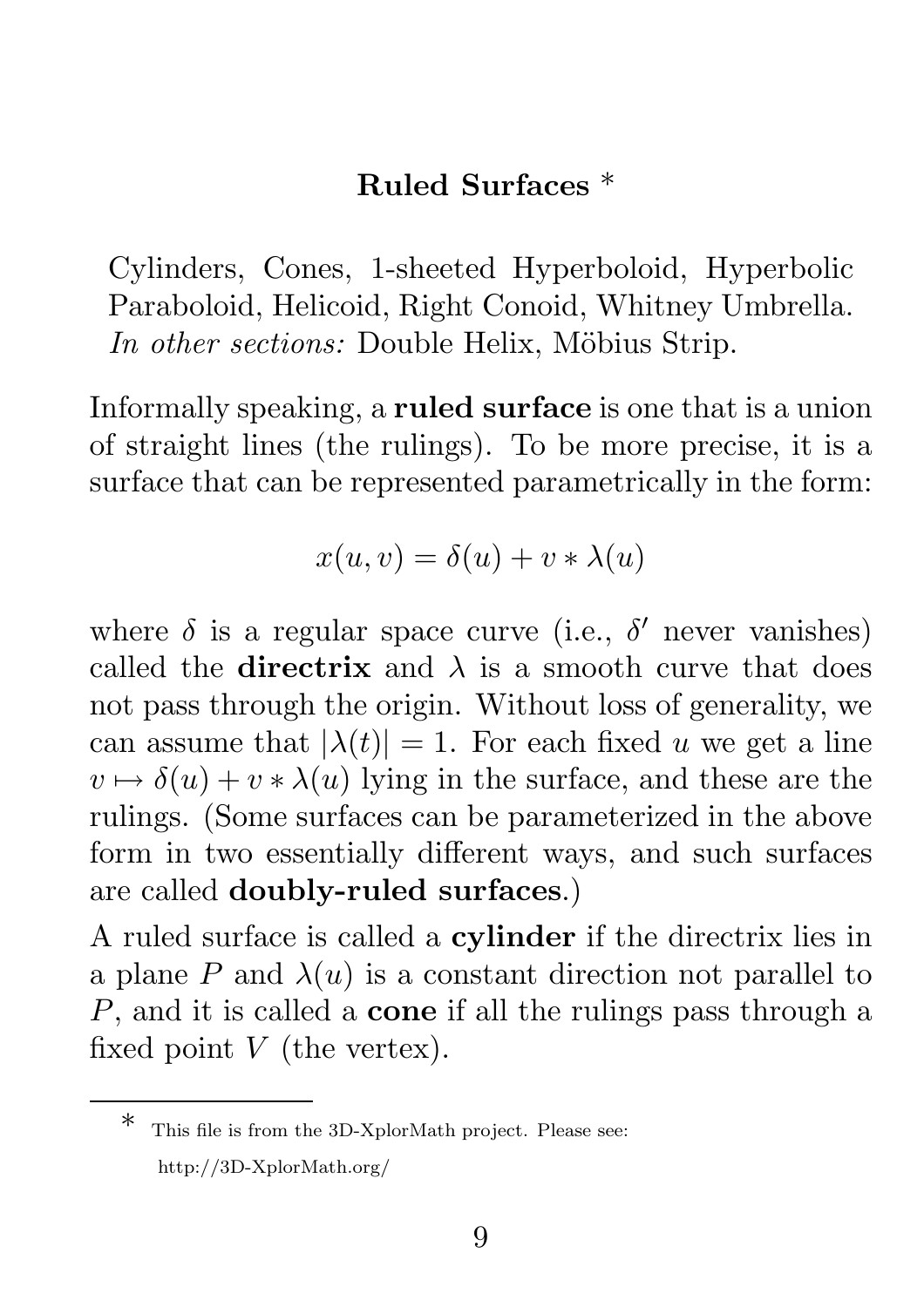# Ruled Surfaces *

Cylinders, Cones, 1-sheeted Hyperboloid, Hyperbolic Paraboloid, Helicoid, Right Conoid, Whitney Umbrella.
*In other sections:* Double Helix, Möbius Strip.

Informally speaking, a **ruled surface** is one that is a union of straight lines (the rulings). To be more precise, it is a surface that can be represented parametrically in the form:

$$x(u, v) = \delta(u) + v * \lambda(u)$$

where $\delta$ is a regular space curve (i.e., $\delta'$ never vanishes) called the **directrix** and $\lambda$ is a smooth curve that does not pass through the origin. Without loss of generality, we can assume that $|\lambda(t)| = 1$. For each fixed $u$ we get a line $v \mapsto \delta(u) + v * \lambda(u)$ lying in the surface, and these are the rulings. (Some surfaces can be parameterized in the above form in two essentially different ways, and such surfaces are called **doubly-ruled surfaces**.)

A ruled surface is called a **cylinder** if the directrix lies in a plane $P$ and $\lambda(u)$ is a constant direction not parallel to $P$, and it is called a **cone** if all the rulings pass through a fixed point $V$ (the vertex).

---

* This file is from the 3D-XplorMath project. Please see: http://3D-XplorMath.org/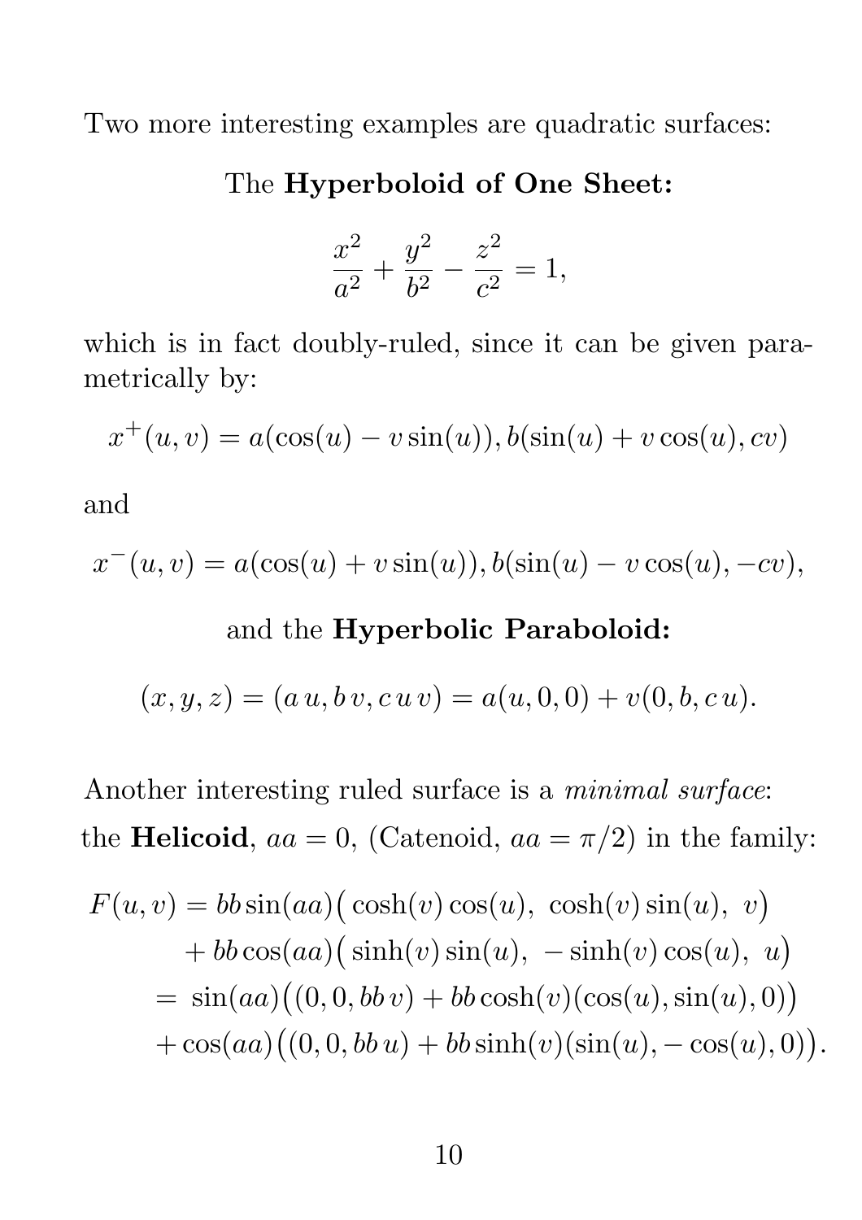Two more interesting examples are quadratic surfaces:

**The Hyperboloid of One Sheet:**

$$\frac{x^2}{a^2} + \frac{y^2}{b^2} - \frac{z^2}{c^2} = 1,$$

which is in fact doubly-ruled, since it can be given parametrically by:

$$x^+(u, v) = a(\cos(u) - v\sin(u)), b(\sin(u) + v\cos(u), cv)$$

and

$$x^-(u, v) = a(\cos(u) + v\sin(u)), b(\sin(u) - v\cos(u), -cv),$$

and the **Hyperbolic Paraboloid:**

$$(x, y, z) = (a\,u, b\,v, c\,u\,v) = a(u, 0, 0) + v(0, b, c\,u).$$

Another interesting ruled surface is a *minimal surface*: the **Helicoid**, $aa = 0$, (Catenoid, $aa = \pi/2$) in the family:

$$\begin{aligned}
F(u, v) &= bb\sin(aa)\big(\cosh(v)\cos(u),\ \cosh(v)\sin(u),\ v\big) \\
&\quad + bb\cos(aa)\big(\sinh(v)\sin(u),\ -\sinh(v)\cos(u),\ u\big) \\
&= \sin(aa)\big((0, 0, bb\,v) + bb\cosh(v)(\cos(u), \sin(u), 0)\big) \\
&\quad + \cos(aa)\big((0, 0, bb\,u) + bb\sinh(v)(\sin(u), -\cos(u), 0)\big).
\end{aligned}$$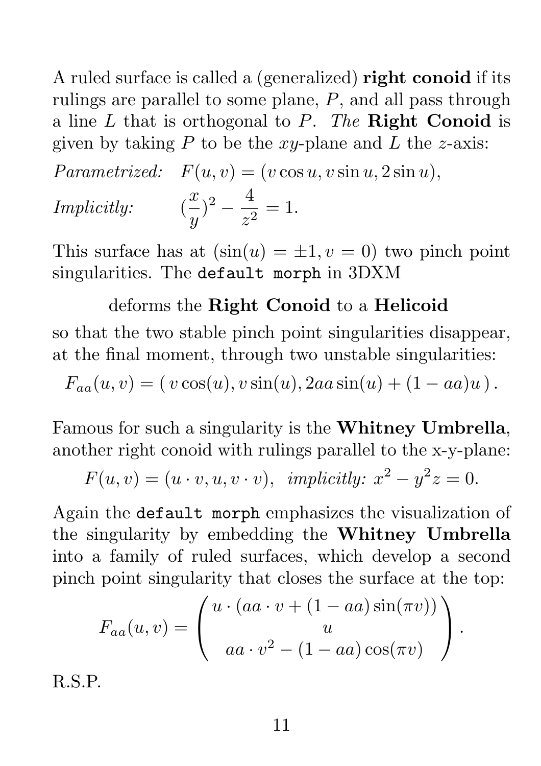A ruled surface is called a (generalized) **right conoid** if its rulings are parallel to some plane, $P$, and all pass through a line $L$ that is orthogonal to $P$. *The* **Right Conoid** is given by taking $P$ to be the $xy$-plane and $L$ the $z$-axis:

*Parametrized:* $F(u, v) = (v \cos u, v \sin u, 2 \sin u)$,

*Implicitly:* $(\frac{x}{y})^2 - \frac{4}{z^2} = 1.$

This surface has at $(\sin(u) = \pm 1, v = 0)$ two pinch point singularities. The `default morph` in 3DXM

deforms the **Right Conoid** to a **Helicoid**

so that the two stable pinch point singularities disappear, at the final moment, through two unstable singularities:

$$F_{aa}(u, v) = (\, v \cos(u), v \sin(u), 2aa \sin(u) + (1 - aa)u\,).$$

Famous for such a singularity is the **Whitney Umbrella**, another right conoid with rulings parallel to the x-y-plane:

$$F(u, v) = (u \cdot v, u, v \cdot v), \;\; \textit{implicitly: } x^2 - y^2 z = 0.$$

Again the `default morph` emphasizes the visualization of the singularity by embedding the **Whitney Umbrella** into a family of ruled surfaces, which develop a second pinch point singularity that closes the surface at the top:

$$F_{aa}(u, v) = \begin{pmatrix} u \cdot (aa \cdot v + (1 - aa) \sin(\pi v)) \\ u \\ aa \cdot v^2 - (1 - aa) \cos(\pi v) \end{pmatrix}.$$

R.S.P.